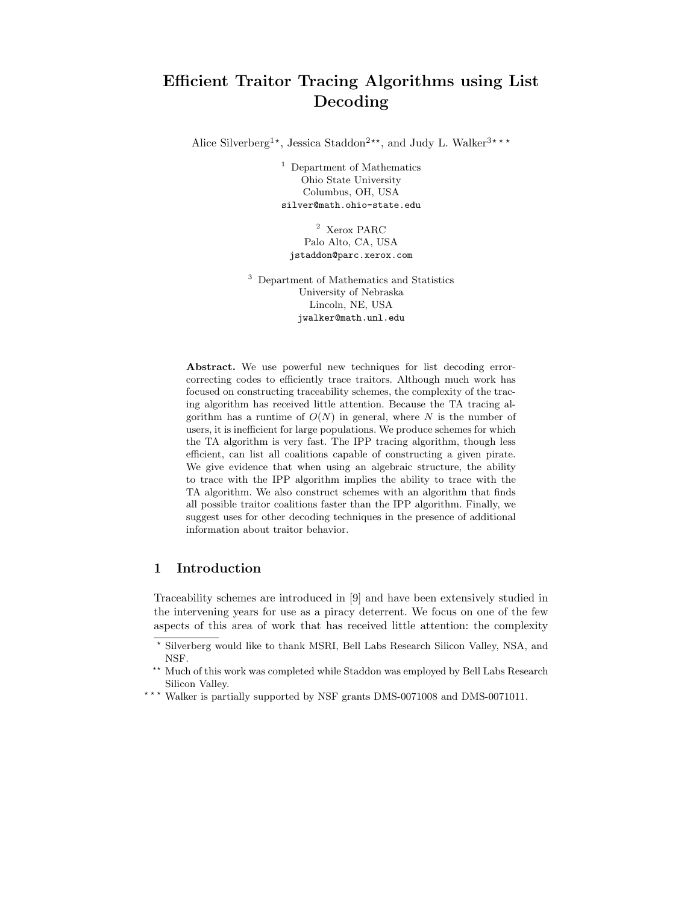# Efficient Traitor Tracing Algorithms using List Decoding

Alice Silverberg[1*], Jessica Staddon[2**], and Judy L. Walker[3***]

[1] Department of Mathematics
Ohio State University
Columbus, OH, USA
silver@math.ohio-state.edu

[2] Xerox PARC
Palo Alto, CA, USA
jstaddon@parc.xerox.com

[3] Department of Mathematics and Statistics
University of Nebraska
Lincoln, NE, USA
jwalker@math.unl.edu

**Abstract.** We use powerful new techniques for list decoding error-correcting codes to efficiently trace traitors. Although much work has focused on constructing traceability schemes, the complexity of the tracing algorithm has received little attention. Because the TA tracing algorithm has a runtime of $O(N)$ in general, where $N$ is the number of users, it is inefficient for large populations. We produce schemes for which the TA algorithm is very fast. The IPP tracing algorithm, though less efficient, can list all coalitions capable of constructing a given pirate. We give evidence that when using an algebraic structure, the ability to trace with the IPP algorithm implies the ability to trace with the TA algorithm. We also construct schemes with an algorithm that finds all possible traitor coalitions faster than the IPP algorithm. Finally, we suggest uses for other decoding techniques in the presence of additional information about traitor behavior.

## 1 Introduction

Traceability schemes are introduced in [9] and have been extensively studied in the intervening years for use as a piracy deterrent. We focus on one of the few aspects of this area of work that has received little attention: the complexity

* Silverberg would like to thank MSRI, Bell Labs Research Silicon Valley, NSA, and NSF.

** Much of this work was completed while Staddon was employed by Bell Labs Research Silicon Valley.

*** Walker is partially supported by NSF grants DMS-0071008 and DMS-0071011.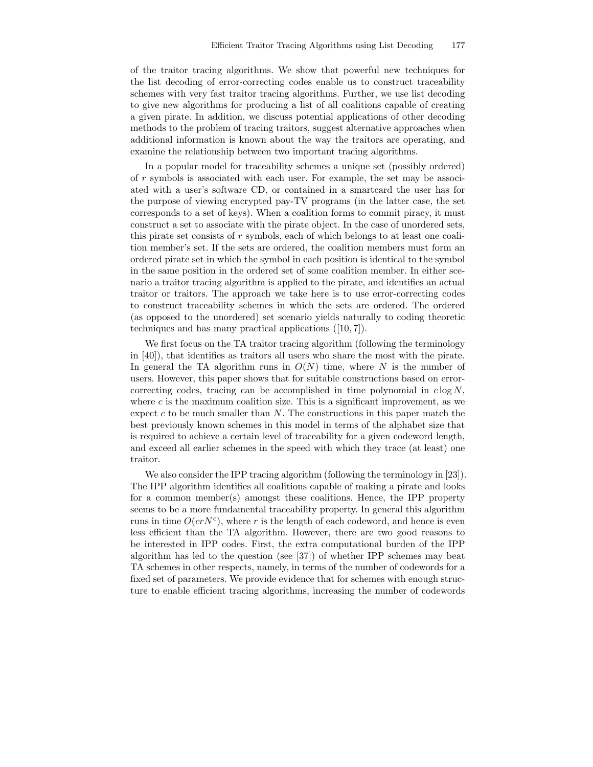of the traitor tracing algorithms. We show that powerful new techniques for the list decoding of error-correcting codes enable us to construct traceability schemes with very fast traitor tracing algorithms. Further, we use list decoding to give new algorithms for producing a list of all coalitions capable of creating a given pirate. In addition, we discuss potential applications of other decoding methods to the problem of tracing traitors, suggest alternative approaches when additional information is known about the way the traitors are operating, and examine the relationship between two important tracing algorithms.

In a popular model for traceability schemes a unique set (possibly ordered) of $r$ symbols is associated with each user. For example, the set may be associated with a user's software CD, or contained in a smartcard the user has for the purpose of viewing encrypted pay-TV programs (in the latter case, the set corresponds to a set of keys). When a coalition forms to commit piracy, it must construct a set to associate with the pirate object. In the case of unordered sets, this pirate set consists of $r$ symbols, each of which belongs to at least one coalition member's set. If the sets are ordered, the coalition members must form an ordered pirate set in which the symbol in each position is identical to the symbol in the same position in the ordered set of some coalition member. In either scenario a traitor tracing algorithm is applied to the pirate, and identifies an actual traitor or traitors. The approach we take here is to use error-correcting codes to construct traceability schemes in which the sets are ordered. The ordered (as opposed to the unordered) set scenario yields naturally to coding theoretic techniques and has many practical applications ([10, 7]).

We first focus on the TA traitor tracing algorithm (following the terminology in [40]), that identifies as traitors all users who share the most with the pirate. In general the TA algorithm runs in $O(N)$ time, where $N$ is the number of users. However, this paper shows that for suitable constructions based on error-correcting codes, tracing can be accomplished in time polynomial in $c \log N$, where $c$ is the maximum coalition size. This is a significant improvement, as we expect $c$ to be much smaller than $N$. The constructions in this paper match the best previously known schemes in this model in terms of the alphabet size that is required to achieve a certain level of traceability for a given codeword length, and exceed all earlier schemes in the speed with which they trace (at least) one traitor.

We also consider the IPP tracing algorithm (following the terminology in [23]). The IPP algorithm identifies all coalitions capable of making a pirate and looks for a common member(s) amongst these coalitions. Hence, the IPP property seems to be a more fundamental traceability property. In general this algorithm runs in time $O(crN^c)$, where $r$ is the length of each codeword, and hence is even less efficient than the TA algorithm. However, there are two good reasons to be interested in IPP codes. First, the extra computational burden of the IPP algorithm has led to the question (see [37]) of whether IPP schemes may beat TA schemes in other respects, namely, in terms of the number of codewords for a fixed set of parameters. We provide evidence that for schemes with enough structure to enable efficient tracing algorithms, increasing the number of codewords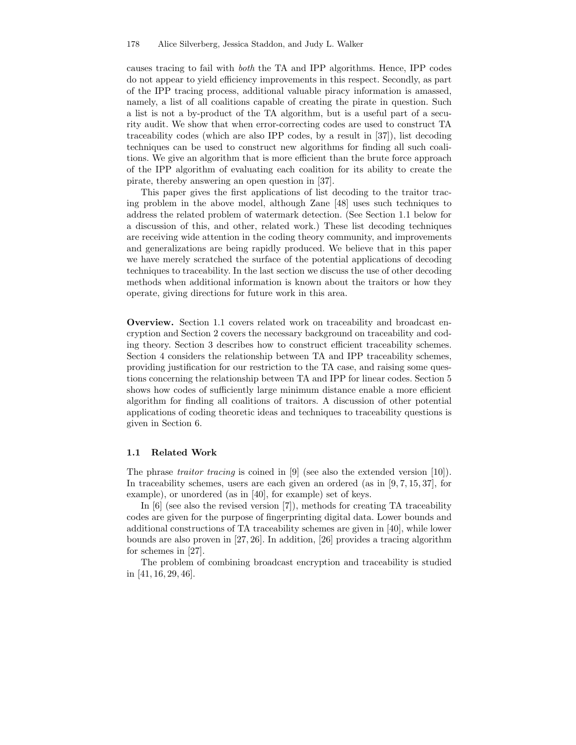causes tracing to fail with *both* the TA and IPP algorithms. Hence, IPP codes do not appear to yield efficiency improvements in this respect. Secondly, as part of the IPP tracing process, additional valuable piracy information is amassed, namely, a list of all coalitions capable of creating the pirate in question. Such a list is not a by-product of the TA algorithm, but is a useful part of a security audit. We show that when error-correcting codes are used to construct TA traceability codes (which are also IPP codes, by a result in [37]), list decoding techniques can be used to construct new algorithms for finding all such coalitions. We give an algorithm that is more efficient than the brute force approach of the IPP algorithm of evaluating each coalition for its ability to create the pirate, thereby answering an open question in [37].

This paper gives the first applications of list decoding to the traitor tracing problem in the above model, although Zane [48] uses such techniques to address the related problem of watermark detection. (See Section 1.1 below for a discussion of this, and other, related work.) These list decoding techniques are receiving wide attention in the coding theory community, and improvements and generalizations are being rapidly produced. We believe that in this paper we have merely scratched the surface of the potential applications of decoding techniques to traceability. In the last section we discuss the use of other decoding methods when additional information is known about the traitors or how they operate, giving directions for future work in this area.

**Overview.** Section 1.1 covers related work on traceability and broadcast encryption and Section 2 covers the necessary background on traceability and coding theory. Section 3 describes how to construct efficient traceability schemes. Section 4 considers the relationship between TA and IPP traceability schemes, providing justification for our restriction to the TA case, and raising some questions concerning the relationship between TA and IPP for linear codes. Section 5 shows how codes of sufficiently large minimum distance enable a more efficient algorithm for finding all coalitions of traitors. A discussion of other potential applications of coding theoretic ideas and techniques to traceability questions is given in Section 6.

### 1.1 Related Work

The phrase *traitor tracing* is coined in [9] (see also the extended version [10]). In traceability schemes, users are each given an ordered (as in [9, 7, 15, 37], for example), or unordered (as in [40], for example) set of keys.

In [6] (see also the revised version [7]), methods for creating TA traceability codes are given for the purpose of fingerprinting digital data. Lower bounds and additional constructions of TA traceability schemes are given in [40], while lower bounds are also proven in [27, 26]. In addition, [26] provides a tracing algorithm for schemes in [27].

The problem of combining broadcast encryption and traceability is studied in [41, 16, 29, 46].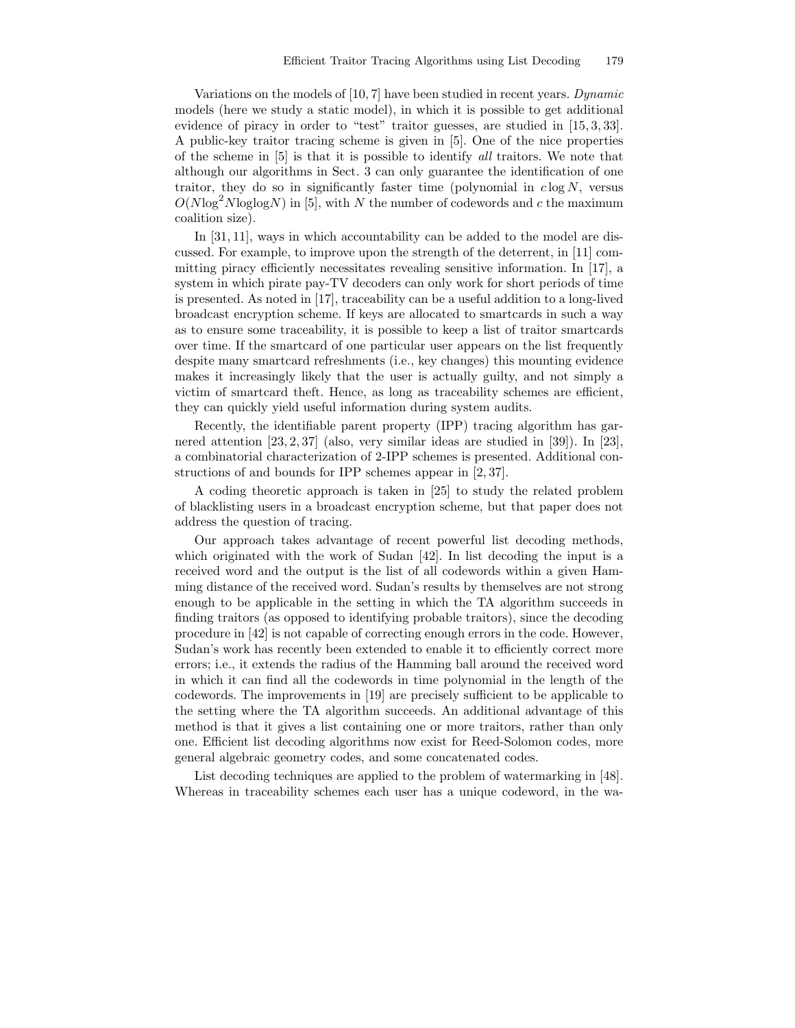Variations on the models of [10, 7] have been studied in recent years. *Dynamic* models (here we study a static model), in which it is possible to get additional evidence of piracy in order to "test" traitor guesses, are studied in [15, 3, 33]. A public-key traitor tracing scheme is given in [5]. One of the nice properties of the scheme in [5] is that it is possible to identify *all* traitors. We note that although our algorithms in Sect. 3 can only guarantee the identification of one traitor, they do so in significantly faster time (polynomial in $c \log N$, versus $O(N\log^2 N \log\log N)$ in [5], with $N$ the number of codewords and $c$ the maximum coalition size).

In [31, 11], ways in which accountability can be added to the model are discussed. For example, to improve upon the strength of the deterrent, in [11] committing piracy efficiently necessitates revealing sensitive information. In [17], a system in which pirate pay-TV decoders can only work for short periods of time is presented. As noted in [17], traceability can be a useful addition to a long-lived broadcast encryption scheme. If keys are allocated to smartcards in such a way as to ensure some traceability, it is possible to keep a list of traitor smartcards over time. If the smartcard of one particular user appears on the list frequently despite many smartcard refreshments (i.e., key changes) this mounting evidence makes it increasingly likely that the user is actually guilty, and not simply a victim of smartcard theft. Hence, as long as traceability schemes are efficient, they can quickly yield useful information during system audits.

Recently, the identifiable parent property (IPP) tracing algorithm has garnered attention [23, 2, 37] (also, very similar ideas are studied in [39]). In [23], a combinatorial characterization of 2-IPP schemes is presented. Additional constructions of and bounds for IPP schemes appear in [2, 37].

A coding theoretic approach is taken in [25] to study the related problem of blacklisting users in a broadcast encryption scheme, but that paper does not address the question of tracing.

Our approach takes advantage of recent powerful list decoding methods, which originated with the work of Sudan [42]. In list decoding the input is a received word and the output is the list of all codewords within a given Hamming distance of the received word. Sudan's results by themselves are not strong enough to be applicable in the setting in which the TA algorithm succeeds in finding traitors (as opposed to identifying probable traitors), since the decoding procedure in [42] is not capable of correcting enough errors in the code. However, Sudan's work has recently been extended to enable it to efficiently correct more errors; i.e., it extends the radius of the Hamming ball around the received word in which it can find all the codewords in time polynomial in the length of the codewords. The improvements in [19] are precisely sufficient to be applicable to the setting where the TA algorithm succeeds. An additional advantage of this method is that it gives a list containing one or more traitors, rather than only one. Efficient list decoding algorithms now exist for Reed-Solomon codes, more general algebraic geometry codes, and some concatenated codes.

List decoding techniques are applied to the problem of watermarking in [48]. Whereas in traceability schemes each user has a unique codeword, in the wa-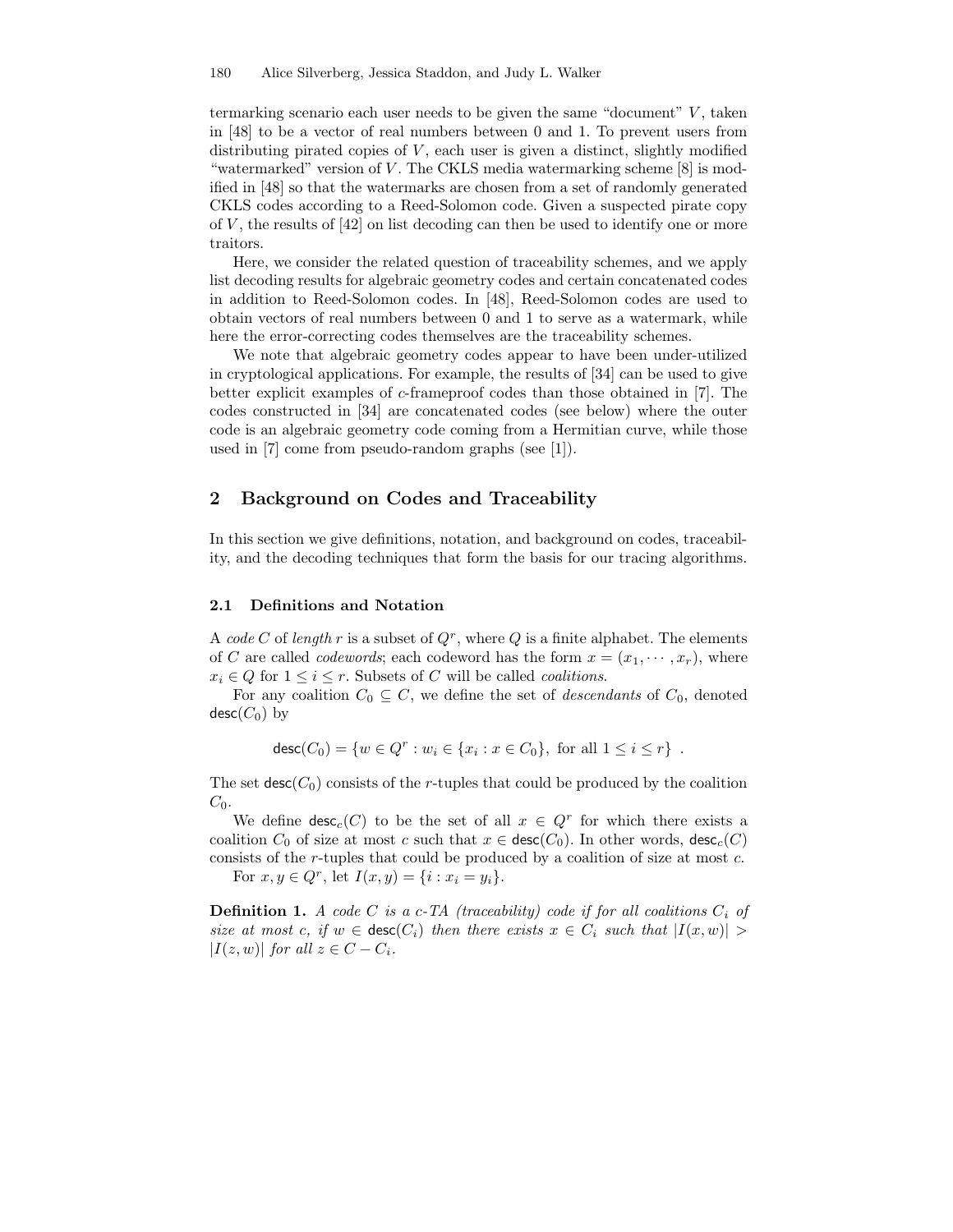termarking scenario each user needs to be given the same "document" $V$, taken in [48] to be a vector of real numbers between 0 and 1. To prevent users from distributing pirated copies of $V$, each user is given a distinct, slightly modified "watermarked" version of $V$. The CKLS media watermarking scheme [8] is modified in [48] so that the watermarks are chosen from a set of randomly generated CKLS codes according to a Reed-Solomon code. Given a suspected pirate copy of $V$, the results of [42] on list decoding can then be used to identify one or more traitors.

Here, we consider the related question of traceability schemes, and we apply list decoding results for algebraic geometry codes and certain concatenated codes in addition to Reed-Solomon codes. In [48], Reed-Solomon codes are used to obtain vectors of real numbers between 0 and 1 to serve as a watermark, while here the error-correcting codes themselves are the traceability schemes.

We note that algebraic geometry codes appear to have been under-utilized in cryptological applications. For example, the results of [34] can be used to give better explicit examples of $c$-frameproof codes than those obtained in [7]. The codes constructed in [34] are concatenated codes (see below) where the outer code is an algebraic geometry code coming from a Hermitian curve, while those used in [7] come from pseudo-random graphs (see [1]).

## 2 Background on Codes and Traceability

In this section we give definitions, notation, and background on codes, traceability, and the decoding techniques that form the basis for our tracing algorithms.

### 2.1 Definitions and Notation

A *code* $C$ of *length* $r$ is a subset of $Q^r$, where $Q$ is a finite alphabet. The elements of $C$ are called *codewords*; each codeword has the form $x = (x_1, \cdots, x_r)$, where $x_i \in Q$ for $1 \le i \le r$. Subsets of $C$ will be called *coalitions*.

For any coalition $C_0 \subseteq C$, we define the set of *descendants* of $C_0$, denoted $\mathsf{desc}(C_0)$ by

$$\mathsf{desc}(C_0) = \{w \in Q^r : w_i \in \{x_i : x \in C_0\}, \text{ for all } 1 \le i \le r\} \ .$$

The set $\mathsf{desc}(C_0)$ consists of the $r$-tuples that could be produced by the coalition $C_0$.

We define $\mathsf{desc}_c(C)$ to be the set of all $x \in Q^r$ for which there exists a coalition $C_0$ of size at most $c$ such that $x \in \mathsf{desc}(C_0)$. In other words, $\mathsf{desc}_c(C)$ consists of the $r$-tuples that could be produced by a coalition of size at most $c$.

For $x, y \in Q^r$, let $I(x, y) = \{i : x_i = y_i\}$.

**Definition 1.** *A code $C$ is a $c$-TA (traceability) code if for all coalitions $C_i$ of size at most $c$, if $w \in \mathsf{desc}(C_i)$ then there exists $x \in C_i$ such that $|I(x, w)| > |I(z, w)|$ for all $z \in C - C_i$.*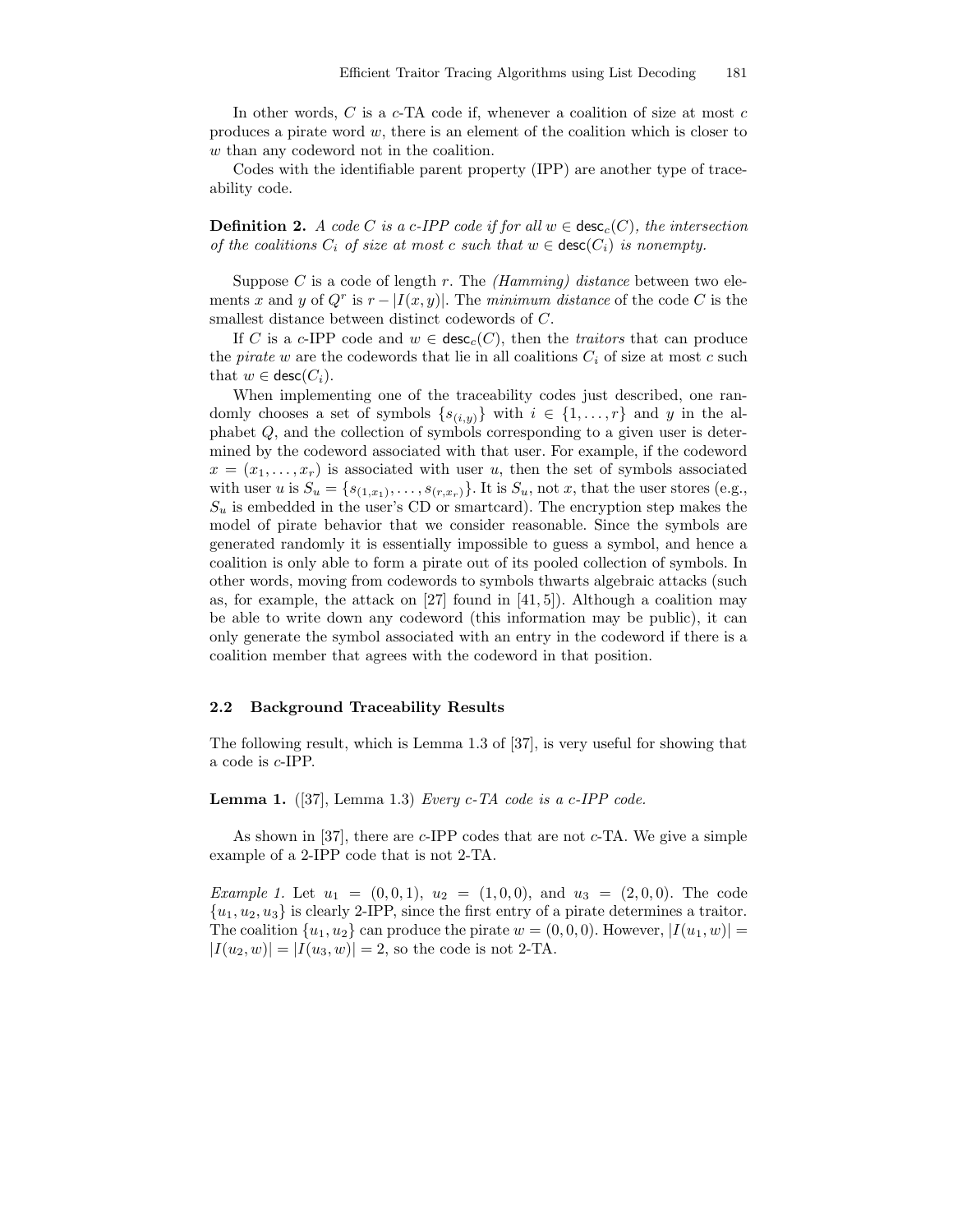In other words, $C$ is a $c$-TA code if, whenever a coalition of size at most $c$ produces a pirate word $w$, there is an element of the coalition which is closer to $w$ than any codeword not in the coalition.

Codes with the identifiable parent property (IPP) are another type of traceability code.

**Definition 2.** *A code $C$ is a $c$-IPP code if for all $w \in \mathsf{desc}_c(C)$, the intersection of the coalitions $C_i$ of size at most $c$ such that $w \in \mathsf{desc}(C_i)$ is nonempty.*

Suppose $C$ is a code of length $r$. The *(Hamming) distance* between two elements $x$ and $y$ of $Q^r$ is $r - |I(x, y)|$. The *minimum distance* of the code $C$ is the smallest distance between distinct codewords of $C$.

If $C$ is a $c$-IPP code and $w \in \mathsf{desc}_c(C)$, then the *traitors* that can produce the *pirate* $w$ are the codewords that lie in all coalitions $C_i$ of size at most $c$ such that $w \in \mathsf{desc}(C_i)$.

When implementing one of the traceability codes just described, one randomly chooses a set of symbols $\{s_{(i,y)}\}$ with $i \in \{1, \ldots, r\}$ and $y$ in the alphabet $Q$, and the collection of symbols corresponding to a given user is determined by the codeword associated with that user. For example, if the codeword $x = (x_1, \ldots, x_r)$ is associated with user $u$, then the set of symbols associated with user $u$ is $S_u = \{s_{(1,x_1)}, \ldots, s_{(r,x_r)}\}$. It is $S_u$, not $x$, that the user stores (e.g., $S_u$ is embedded in the user's CD or smartcard). The encryption step makes the model of pirate behavior that we consider reasonable. Since the symbols are generated randomly it is essentially impossible to guess a symbol, and hence a coalition is only able to form a pirate out of its pooled collection of symbols. In other words, moving from codewords to symbols thwarts algebraic attacks (such as, for example, the attack on [27] found in [41, 5]). Although a coalition may be able to write down any codeword (this information may be public), it can only generate the symbol associated with an entry in the codeword if there is a coalition member that agrees with the codeword in that position.

### 2.2 Background Traceability Results

The following result, which is Lemma 1.3 of [37], is very useful for showing that a code is $c$-IPP.

**Lemma 1.** ([37], Lemma 1.3) *Every $c$-TA code is a $c$-IPP code.*

As shown in [37], there are $c$-IPP codes that are not $c$-TA. We give a simple example of a 2-IPP code that is not 2-TA.

*Example 1.* Let $u_1 = (0, 0, 1)$, $u_2 = (1, 0, 0)$, and $u_3 = (2, 0, 0)$. The code $\{u_1, u_2, u_3\}$ is clearly 2-IPP, since the first entry of a pirate determines a traitor. The coalition $\{u_1, u_2\}$ can produce the pirate $w = (0, 0, 0)$. However, $|I(u_1, w)| = |I(u_2, w)| = |I(u_3, w)| = 2$, so the code is not 2-TA.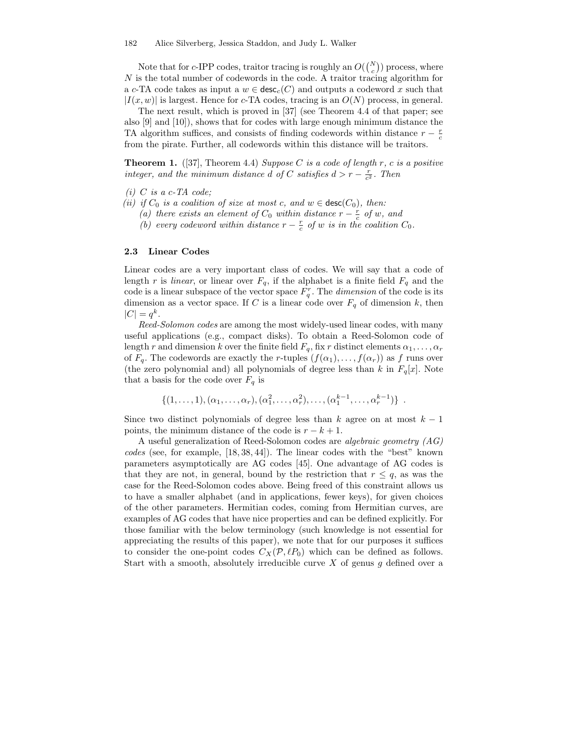Note that for $c$-IPP codes, traitor tracing is roughly an $O(\binom{N}{c})$ process, where $N$ is the total number of codewords in the code. A traitor tracing algorithm for a $c$-TA code takes as input a $w \in \mathsf{desc}_c(C)$ and outputs a codeword $x$ such that $|I(x,w)|$ is largest. Hence for $c$-TA codes, tracing is an $O(N)$ process, in general.

The next result, which is proved in [37] (see Theorem 4.4 of that paper; see also [9] and [10]), shows that for codes with large enough minimum distance the TA algorithm suffices, and consists of finding codewords within distance $r - \frac{r}{c}$ from the pirate. Further, all codewords within this distance will be traitors.

**Theorem 1.** ([37], Theorem 4.4) *Suppose $C$ is a code of length $r$, $c$ is a positive integer, and the minimum distance $d$ of $C$ satisfies $d > r - \frac{r}{c^2}$. Then*

*(i) $C$ is a $c$-TA code;*
*(ii) if $C_0$ is a coalition of size at most $c$, and $w \in \mathsf{desc}(C_0)$, then:*
  *(a) there exists an element of $C_0$ within distance $r - \frac{r}{c}$ of $w$, and*
  *(b) every codeword within distance $r - \frac{r}{c}$ of $w$ is in the coalition $C_0$.*

### 2.3 Linear Codes

Linear codes are a very important class of codes. We will say that a code of length $r$ is *linear*, or linear over $F_q$, if the alphabet is a finite field $F_q$ and the code is a linear subspace of the vector space $F_q^r$. The *dimension* of the code is its dimension as a vector space. If $C$ is a linear code over $F_q$ of dimension $k$, then $|C| = q^k$.

*Reed-Solomon codes* are among the most widely-used linear codes, with many useful applications (e.g., compact disks). To obtain a Reed-Solomon code of length $r$ and dimension $k$ over the finite field $F_q$, fix $r$ distinct elements $\alpha_1, \ldots, \alpha_r$ of $F_q$. The codewords are exactly the $r$-tuples $(f(\alpha_1), \ldots, f(\alpha_r))$ as $f$ runs over (the zero polynomial and) all polynomials of degree less than $k$ in $F_q[x]$. Note that a basis for the code over $F_q$ is

$$\{(1, \ldots, 1), (\alpha_1, \ldots, \alpha_r), (\alpha_1^2, \ldots, \alpha_r^2), \ldots, (\alpha_1^{k-1}, \ldots, \alpha_r^{k-1})\} \ .$$

Since two distinct polynomials of degree less than $k$ agree on at most $k-1$ points, the minimum distance of the code is $r - k + 1$.

A useful generalization of Reed-Solomon codes are *algebraic geometry (AG) codes* (see, for example, [18, 38, 44]). The linear codes with the "best" known parameters asymptotically are AG codes [45]. One advantage of AG codes is that they are not, in general, bound by the restriction that $r \leq q$, as was the case for the Reed-Solomon codes above. Being freed of this constraint allows us to have a smaller alphabet (and in applications, fewer keys), for given choices of the other parameters. Hermitian codes, coming from Hermitian curves, are examples of AG codes that have nice properties and can be defined explicitly. For those familiar with the below terminology (such knowledge is not essential for appreciating the results of this paper), we note that for our purposes it suffices to consider the one-point codes $C_X(\mathcal{P}, \ell P_0)$ which can be defined as follows. Start with a smooth, absolutely irreducible curve $X$ of genus $g$ defined over a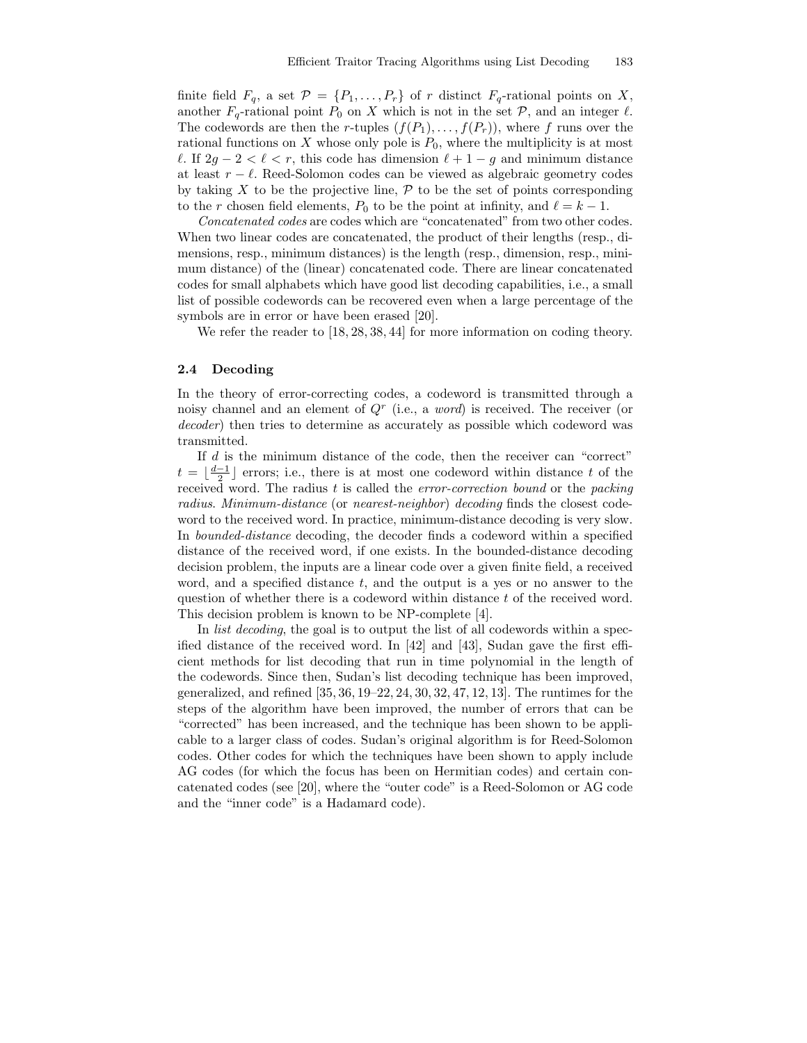finite field $F_q$, a set $\mathcal{P} = \{P_1, \ldots, P_r\}$ of $r$ distinct $F_q$-rational points on $X$, another $F_q$-rational point $P_0$ on $X$ which is not in the set $\mathcal{P}$, and an integer $\ell$. The codewords are then the $r$-tuples $(f(P_1), \ldots, f(P_r))$, where $f$ runs over the rational functions on $X$ whose only pole is $P_0$, where the multiplicity is at most $\ell$. If $2g - 2 < \ell < r$, this code has dimension $\ell + 1 - g$ and minimum distance at least $r - \ell$. Reed-Solomon codes can be viewed as algebraic geometry codes by taking $X$ to be the projective line, $\mathcal{P}$ to be the set of points corresponding to the $r$ chosen field elements, $P_0$ to be the point at infinity, and $\ell = k - 1$.

*Concatenated codes* are codes which are "concatenated" from two other codes. When two linear codes are concatenated, the product of their lengths (resp., dimensions, resp., minimum distances) is the length (resp., dimension, resp., minimum distance) of the (linear) concatenated code. There are linear concatenated codes for small alphabets which have good list decoding capabilities, i.e., a small list of possible codewords can be recovered even when a large percentage of the symbols are in error or have been erased [20].

We refer the reader to [18, 28, 38, 44] for more information on coding theory.

### 2.4 Decoding

In the theory of error-correcting codes, a codeword is transmitted through a noisy channel and an element of $Q^r$ (i.e., a *word*) is received. The receiver (or *decoder*) then tries to determine as accurately as possible which codeword was transmitted.

If $d$ is the minimum distance of the code, then the receiver can "correct" $t = \lfloor \frac{d-1}{2} \rfloor$ errors; i.e., there is at most one codeword within distance $t$ of the received word. The radius $t$ is called the *error-correction bound* or the *packing radius*. *Minimum-distance* (or *nearest-neighbor*) *decoding* finds the closest codeword to the received word. In practice, minimum-distance decoding is very slow. In *bounded-distance* decoding, the decoder finds a codeword within a specified distance of the received word, if one exists. In the bounded-distance decoding decision problem, the inputs are a linear code over a given finite field, a received word, and a specified distance $t$, and the output is a yes or no answer to the question of whether there is a codeword within distance $t$ of the received word. This decision problem is known to be NP-complete [4].

In *list decoding*, the goal is to output the list of all codewords within a specified distance of the received word. In [42] and [43], Sudan gave the first efficient methods for list decoding that run in time polynomial in the length of the codewords. Since then, Sudan's list decoding technique has been improved, generalized, and refined [35, 36, 19–22, 24, 30, 32, 47, 12, 13]. The runtimes for the steps of the algorithm have been improved, the number of errors that can be "corrected" has been increased, and the technique has been shown to be applicable to a larger class of codes. Sudan's original algorithm is for Reed-Solomon codes. Other codes for which the techniques have been shown to apply include AG codes (for which the focus has been on Hermitian codes) and certain concatenated codes (see [20], where the "outer code" is a Reed-Solomon or AG code and the "inner code" is a Hadamard code).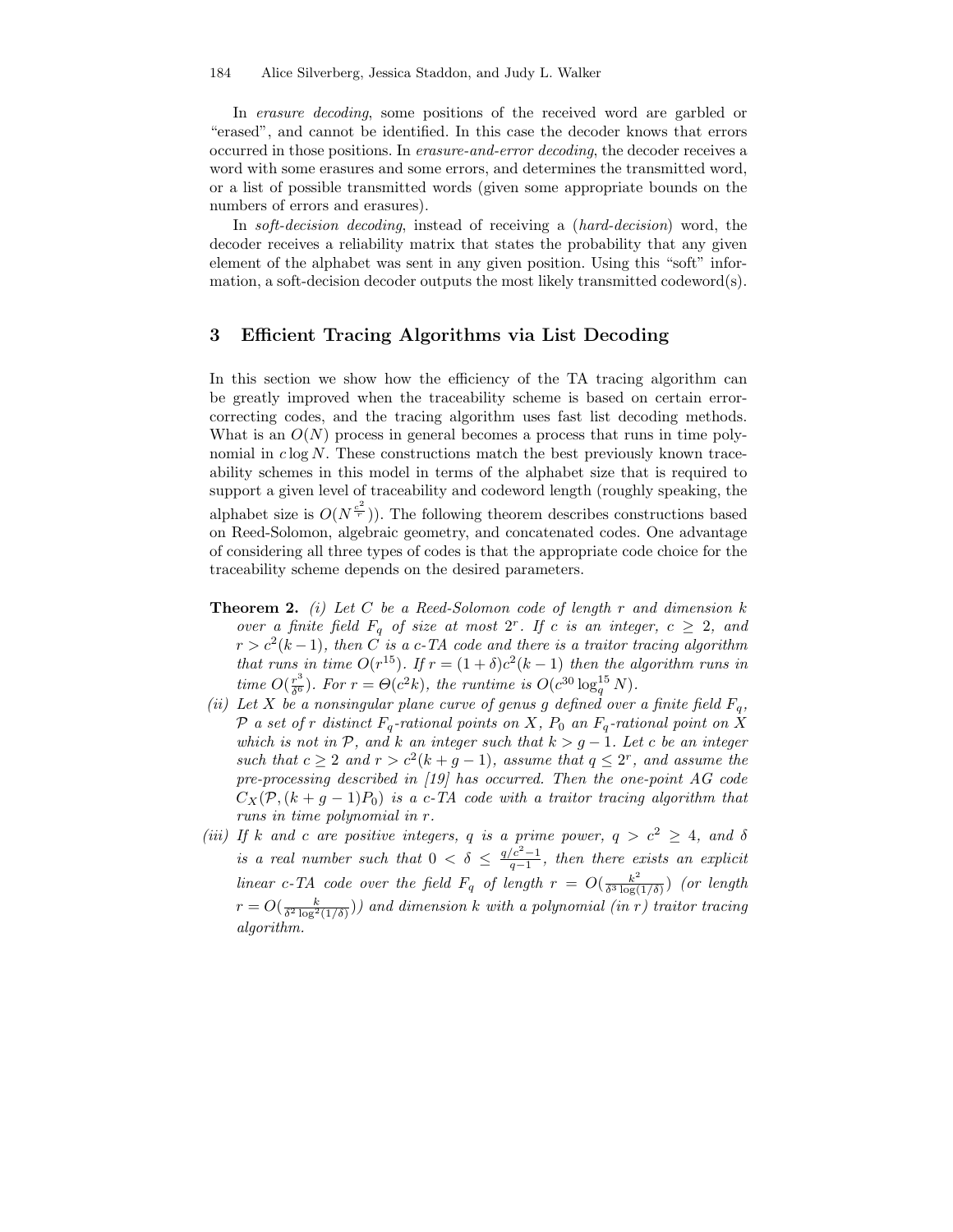In *erasure decoding*, some positions of the received word are garbled or "erased", and cannot be identified. In this case the decoder knows that errors occurred in those positions. In *erasure-and-error decoding*, the decoder receives a word with some erasures and some errors, and determines the transmitted word, or a list of possible transmitted words (given some appropriate bounds on the numbers of errors and erasures).

In *soft-decision decoding*, instead of receiving a (*hard-decision*) word, the decoder receives a reliability matrix that states the probability that any given element of the alphabet was sent in any given position. Using this "soft" information, a soft-decision decoder outputs the most likely transmitted codeword(s).

## 3 Efficient Tracing Algorithms via List Decoding

In this section we show how the efficiency of the TA tracing algorithm can be greatly improved when the traceability scheme is based on certain error-correcting codes, and the tracing algorithm uses fast list decoding methods. What is an $O(N)$ process in general becomes a process that runs in time polynomial in $c \log N$. These constructions match the best previously known traceability schemes in this model in terms of the alphabet size that is required to support a given level of traceability and codeword length (roughly speaking, the alphabet size is $O(N^{\frac{c^2}{r}})$). The following theorem describes constructions based on Reed-Solomon, algebraic geometry, and concatenated codes. One advantage of considering all three types of codes is that the appropriate code choice for the traceability scheme depends on the desired parameters.

**Theorem 2.** *(i) Let $C$ be a Reed-Solomon code of length $r$ and dimension $k$ over a finite field $F_q$ of size at most $2^r$. If $c$ is an integer, $c \geq 2$, and $r > c^2(k-1)$, then $C$ is a $c$-TA code and there is a traitor tracing algorithm that runs in time $O(r^{15})$. If $r = (1+\delta)c^2(k-1)$ then the algorithm runs in time $O(\frac{r^3}{\delta^6})$. For $r = \Theta(c^2 k)$, the runtime is $O(c^{30} \log_q^{15} N)$.*

*(ii) Let $X$ be a nonsingular plane curve of genus $g$ defined over a finite field $F_q$, $\mathcal{P}$ a set of $r$ distinct $F_q$-rational points on $X$, $P_0$ an $F_q$-rational point on $X$ which is not in $\mathcal{P}$, and $k$ an integer such that $k > g-1$. Let $c$ be an integer such that $c \geq 2$ and $r > c^2(k+g-1)$, assume that $q \leq 2^r$, and assume the pre-processing described in [19] has occurred. Then the one-point AG code $C_X(\mathcal{P}, (k+g-1)P_0)$ is a $c$-TA code with a traitor tracing algorithm that runs in time polynomial in $r$.*

*(iii) If $k$ and $c$ are positive integers, $q$ is a prime power, $q > c^2 \geq 4$, and $\delta$ is a real number such that $0 < \delta \leq \frac{q/c^2-1}{q-1}$, then there exists an explicit linear $c$-TA code over the field $F_q$ of length $r = O(\frac{k^2}{\delta^3 \log(1/\delta)})$ (or length $r = O(\frac{k}{\delta^2 \log^2(1/\delta)})$) and dimension $k$ with a polynomial (in $r$) traitor tracing algorithm.*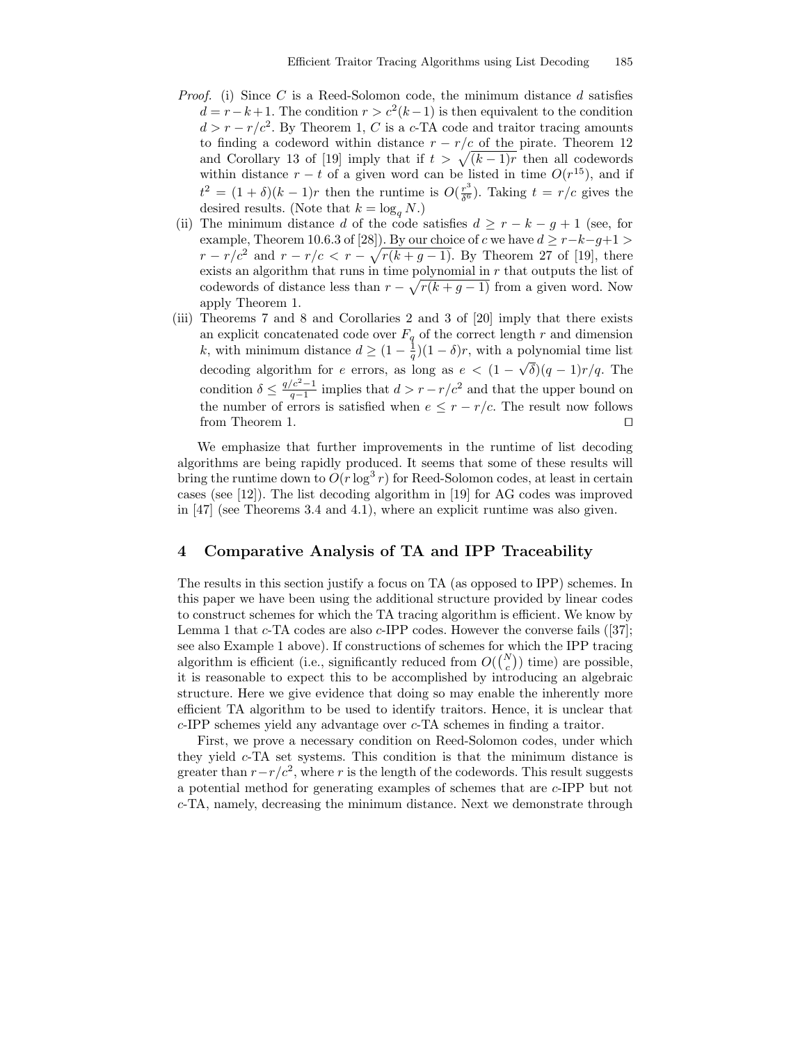*Proof.* (i) Since $C$ is a Reed-Solomon code, the minimum distance $d$ satisfies $d = r - k + 1$. The condition $r > c^2(k-1)$ is then equivalent to the condition $d > r - r/c^2$. By Theorem 1, $C$ is a $c$-TA code and traitor tracing amounts to finding a codeword within distance $r - r/c$ of the pirate. Theorem 12 and Corollary 13 of [19] imply that if $t > \sqrt{(k-1)r}$ then all codewords within distance $r - t$ of a given word can be listed in time $O(r^{15})$, and if $t^2 = (1+\delta)(k-1)r$ then the runtime is $O(\frac{r^3}{\delta^6})$. Taking $t = r/c$ gives the desired results. (Note that $k = \log_q N$.)

(ii) The minimum distance $d$ of the code satisfies $d \geq r - k - g + 1$ (see, for example, Theorem 10.6.3 of [28]). By our choice of $c$ we have $d \geq r-k-g+1 > r - r/c^2$ and $r - r/c < r - \sqrt{r(k+g-1)}$. By Theorem 27 of [19], there exists an algorithm that runs in time polynomial in $r$ that outputs the list of codewords of distance less than $r - \sqrt{r(k+g-1)}$ from a given word. Now apply Theorem 1.

(iii) Theorems 7 and 8 and Corollaries 2 and 3 of [20] imply that there exists an explicit concatenated code over $F_q$ of the correct length $r$ and dimension $k$, with minimum distance $d \geq (1 - \frac{1}{q})(1-\delta)r$, with a polynomial time list decoding algorithm for $e$ errors, as long as $e < (1 - \sqrt{\delta})(q-1)r/q$. The condition $\delta \leq \frac{q/c^2 - 1}{q-1}$ implies that $d > r - r/c^2$ and that the upper bound on the number of errors is satisfied when $e \leq r - r/c$. The result now follows from Theorem 1. ⊓⊔

We emphasize that further improvements in the runtime of list decoding algorithms are being rapidly produced. It seems that some of these results will bring the runtime down to $O(r \log^3 r)$ for Reed-Solomon codes, at least in certain cases (see [12]). The list decoding algorithm in [19] for AG codes was improved in [47] (see Theorems 3.4 and 4.1), where an explicit runtime was also given.

## 4 Comparative Analysis of TA and IPP Traceability

The results in this section justify a focus on TA (as opposed to IPP) schemes. In this paper we have been using the additional structure provided by linear codes to construct schemes for which the TA tracing algorithm is efficient. We know by Lemma 1 that $c$-TA codes are also $c$-IPP codes. However the converse fails ([37]; see also Example 1 above). If constructions of schemes for which the IPP tracing algorithm is efficient (i.e., significantly reduced from $O(\binom{N}{c})$ time) are possible, it is reasonable to expect this to be accomplished by introducing an algebraic structure. Here we give evidence that doing so may enable the inherently more efficient TA algorithm to be used to identify traitors. Hence, it is unclear that $c$-IPP schemes yield any advantage over $c$-TA schemes in finding a traitor.

First, we prove a necessary condition on Reed-Solomon codes, under which they yield $c$-TA set systems. This condition is that the minimum distance is greater than $r - r/c^2$, where $r$ is the length of the codewords. This result suggests a potential method for generating examples of schemes that are $c$-IPP but not $c$-TA, namely, decreasing the minimum distance. Next we demonstrate through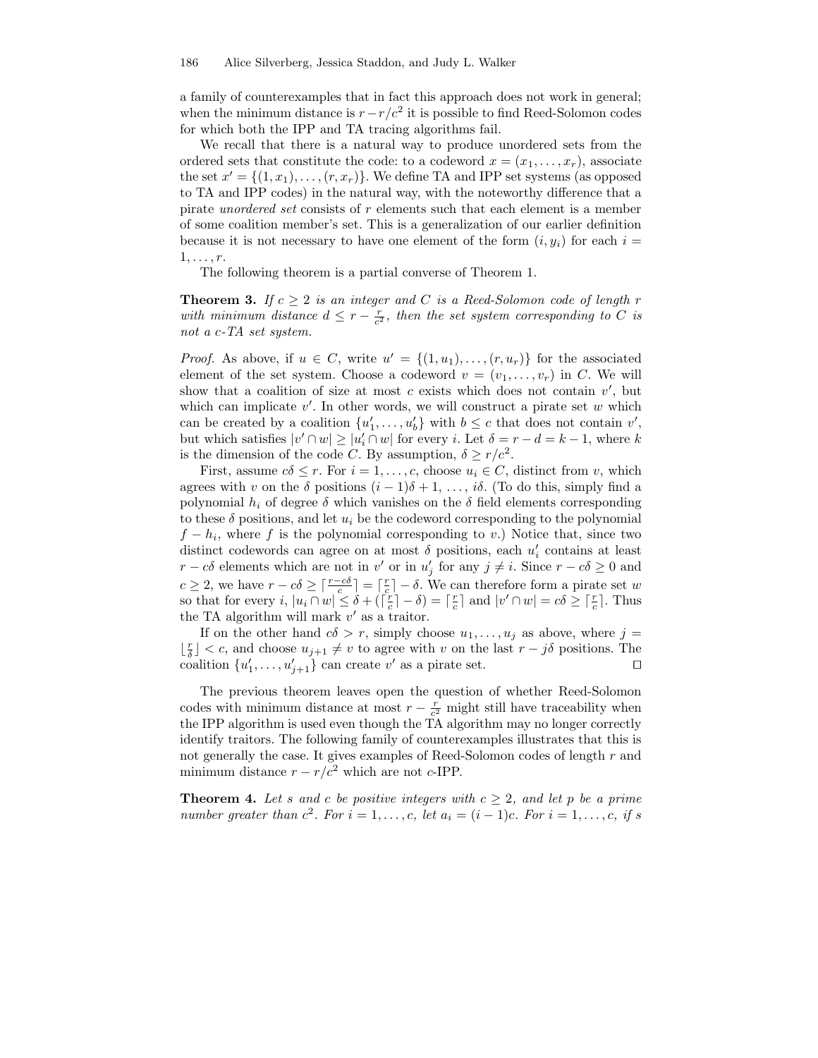a family of counterexamples that in fact this approach does not work in general; when the minimum distance is $r - r/c^2$ it is possible to find Reed-Solomon codes for which both the IPP and TA tracing algorithms fail.

We recall that there is a natural way to produce unordered sets from the ordered sets that constitute the code: to a codeword $x = (x_1, \ldots, x_r)$, associate the set $x' = \{(1, x_1), \ldots, (r, x_r)\}$. We define TA and IPP set systems (as opposed to TA and IPP codes) in the natural way, with the noteworthy difference that a pirate *unordered set* consists of $r$ elements such that each element is a member of some coalition member's set. This is a generalization of our earlier definition because it is not necessary to have one element of the form $(i, y_i)$ for each $i = 1, \ldots, r$.

The following theorem is a partial converse of Theorem 1.

**Theorem 3.** *If $c \geq 2$ is an integer and $C$ is a Reed-Solomon code of length $r$ with minimum distance $d \leq r - \frac{r}{c^2}$, then the set system corresponding to $C$ is not a $c$-TA set system.*

*Proof.* As above, if $u \in C$, write $u' = \{(1, u_1), \ldots, (r, u_r)\}$ for the associated element of the set system. Choose a codeword $v = (v_1, \ldots, v_r)$ in $C$. We will show that a coalition of size at most $c$ exists which does not contain $v'$, but which can implicate $v'$. In other words, we will construct a pirate set $w$ which can be created by a coalition $\{u'_1, \ldots, u'_b\}$ with $b \leq c$ that does not contain $v'$, but which satisfies $|v' \cap w| \geq |u'_i \cap w|$ for every $i$. Let $\delta = r - d = k - 1$, where $k$ is the dimension of the code $C$. By assumption, $\delta \geq r/c^2$.

First, assume $c\delta \leq r$. For $i = 1, \ldots, c$, choose $u_i \in C$, distinct from $v$, which agrees with $v$ on the $\delta$ positions $(i-1)\delta + 1, \ldots, i\delta$. (To do this, simply find a polynomial $h_i$ of degree $\delta$ which vanishes on the $\delta$ field elements corresponding to these $\delta$ positions, and let $u_i$ be the codeword corresponding to the polynomial $f - h_i$, where $f$ is the polynomial corresponding to $v$.) Notice that, since two distinct codewords can agree on at most $\delta$ positions, each $u'_i$ contains at least $r - c\delta$ elements which are not in $v'$ or in $u'_j$ for any $j \neq i$. Since $r - c\delta \geq 0$ and $c \geq 2$, we have $r - c\delta \geq \lceil \frac{r - c\delta}{c} \rceil = \lceil \frac{r}{c} \rceil - \delta$. We can therefore form a pirate set $w$ so that for every $i$, $|u_i \cap w| \leq \delta + (\lceil \frac{r}{c} \rceil - \delta) = \lceil \frac{r}{c} \rceil$ and $|v' \cap w| = c\delta \geq \lceil \frac{r}{c} \rceil$. Thus the TA algorithm will mark $v'$ as a traitor.

If on the other hand $c\delta > r$, simply choose $u_1, \ldots, u_j$ as above, where $j = \lfloor \frac{r}{\delta} \rfloor < c$, and choose $u_{j+1} \neq v$ to agree with $v$ on the last $r - j\delta$ positions. The coalition $\{u'_1, \ldots, u'_{j+1}\}$ can create $v'$ as a pirate set. $\square$

The previous theorem leaves open the question of whether Reed-Solomon codes with minimum distance at most $r - \frac{r}{c^2}$ might still have traceability when the IPP algorithm is used even though the TA algorithm may no longer correctly identify traitors. The following family of counterexamples illustrates that this is not generally the case. It gives examples of Reed-Solomon codes of length $r$ and minimum distance $r - r/c^2$ which are not $c$-IPP.

**Theorem 4.** *Let $s$ and $c$ be positive integers with $c \geq 2$, and let $p$ be a prime number greater than $c^2$. For $i = 1, \ldots, c$, let $a_i = (i-1)c$. For $i = 1, \ldots, c$, if $s$*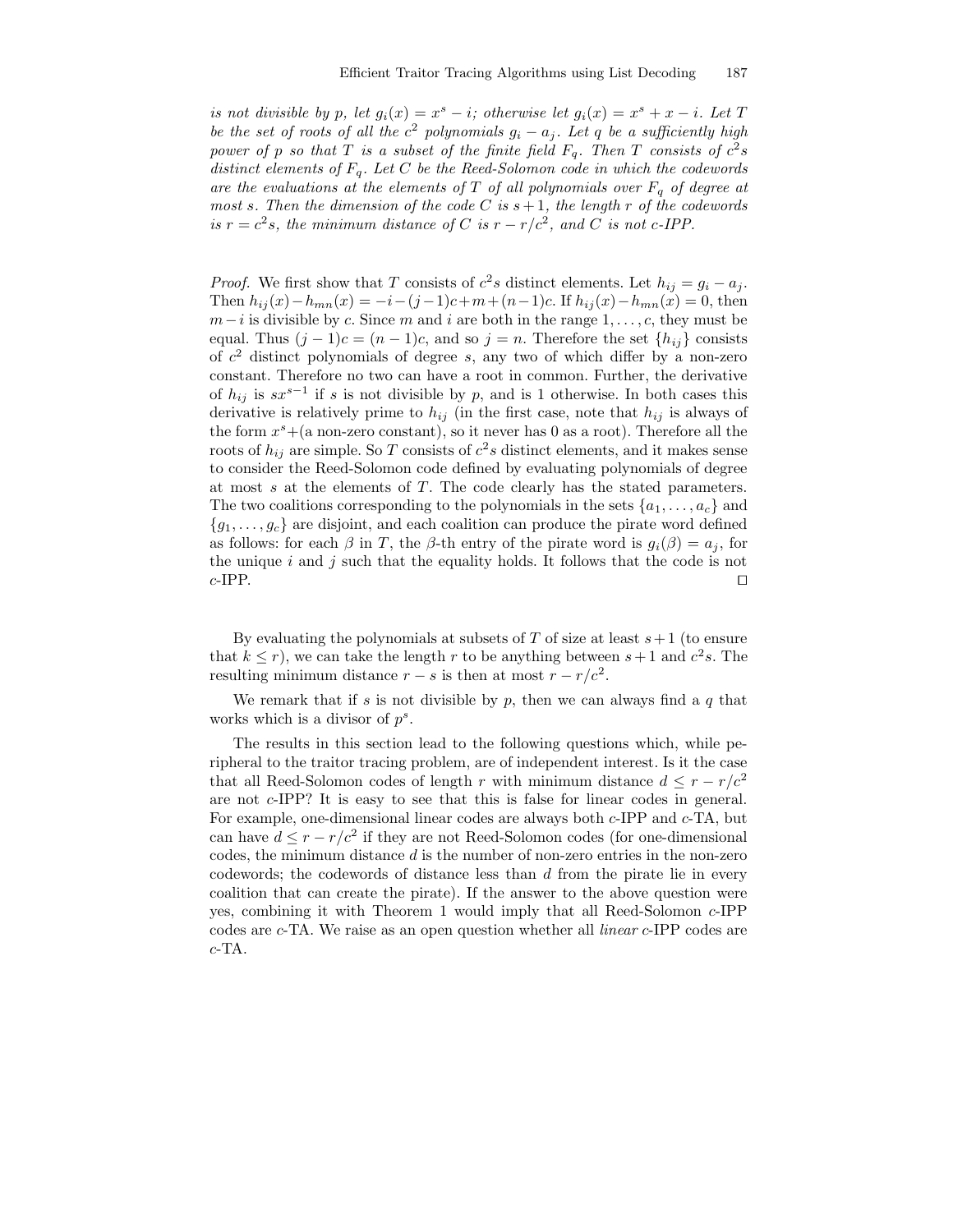*is not divisible by $p$, let $g_i(x) = x^s - i$; otherwise let $g_i(x) = x^s + x - i$. Let $T$ be the set of roots of all the $c^2$ polynomials $g_i - a_j$. Let $q$ be a sufficiently high power of $p$ so that $T$ is a subset of the finite field $F_q$. Then $T$ consists of $c^2 s$ distinct elements of $F_q$. Let $C$ be the Reed-Solomon code in which the codewords are the evaluations at the elements of $T$ of all polynomials over $F_q$ of degree at most $s$. Then the dimension of the code $C$ is $s+1$, the length $r$ of the codewords is $r = c^2 s$, the minimum distance of $C$ is $r - r/c^2$, and $C$ is not $c$-IPP.*

*Proof.* We first show that $T$ consists of $c^2 s$ distinct elements. Let $h_{ij} = g_i - a_j$. Then $h_{ij}(x) - h_{mn}(x) = -i-(j-1)c+m+(n-1)c$. If $h_{ij}(x) - h_{mn}(x) = 0$, then $m - i$ is divisible by $c$. Since $m$ and $i$ are both in the range $1, \dots, c$, they must be equal. Thus $(j-1)c = (n-1)c$, and so $j = n$. Therefore the set $\{h_{ij}\}$ consists of $c^2$ distinct polynomials of degree $s$, any two of which differ by a non-zero constant. Therefore no two can have a root in common. Further, the derivative of $h_{ij}$ is $sx^{s-1}$ if $s$ is not divisible by $p$, and is 1 otherwise. In both cases this derivative is relatively prime to $h_{ij}$ (in the first case, note that $h_{ij}$ is always of the form $x^s$+(a non-zero constant), so it never has 0 as a root). Therefore all the roots of $h_{ij}$ are simple. So $T$ consists of $c^2 s$ distinct elements, and it makes sense to consider the Reed-Solomon code defined by evaluating polynomials of degree at most $s$ at the elements of $T$. The code clearly has the stated parameters. The two coalitions corresponding to the polynomials in the sets $\{a_1, \dots, a_c\}$ and $\{g_1, \dots, g_c\}$ are disjoint, and each coalition can produce the pirate word defined as follows: for each $\beta$ in $T$, the $\beta$-th entry of the pirate word is $g_i(\beta) = a_j$, for the unique $i$ and $j$ such that the equality holds. It follows that the code is not $c$-IPP. □

By evaluating the polynomials at subsets of $T$ of size at least $s+1$ (to ensure that $k \leq r$), we can take the length $r$ to be anything between $s+1$ and $c^2 s$. The resulting minimum distance $r - s$ is then at most $r - r/c^2$.

We remark that if $s$ is not divisible by $p$, then we can always find a $q$ that works which is a divisor of $p^s$.

The results in this section lead to the following questions which, while peripheral to the traitor tracing problem, are of independent interest. Is it the case that all Reed-Solomon codes of length $r$ with minimum distance $d \leq r - r/c^2$ are not $c$-IPP? It is easy to see that this is false for linear codes in general. For example, one-dimensional linear codes are always both $c$-IPP and $c$-TA, but can have $d \leq r - r/c^2$ if they are not Reed-Solomon codes (for one-dimensional codes, the minimum distance $d$ is the number of non-zero entries in the non-zero codewords; the codewords of distance less than $d$ from the pirate lie in every coalition that can create the pirate). If the answer to the above question were yes, combining it with Theorem 1 would imply that all Reed-Solomon $c$-IPP codes are $c$-TA. We raise as an open question whether all *linear* $c$-IPP codes are $c$-TA.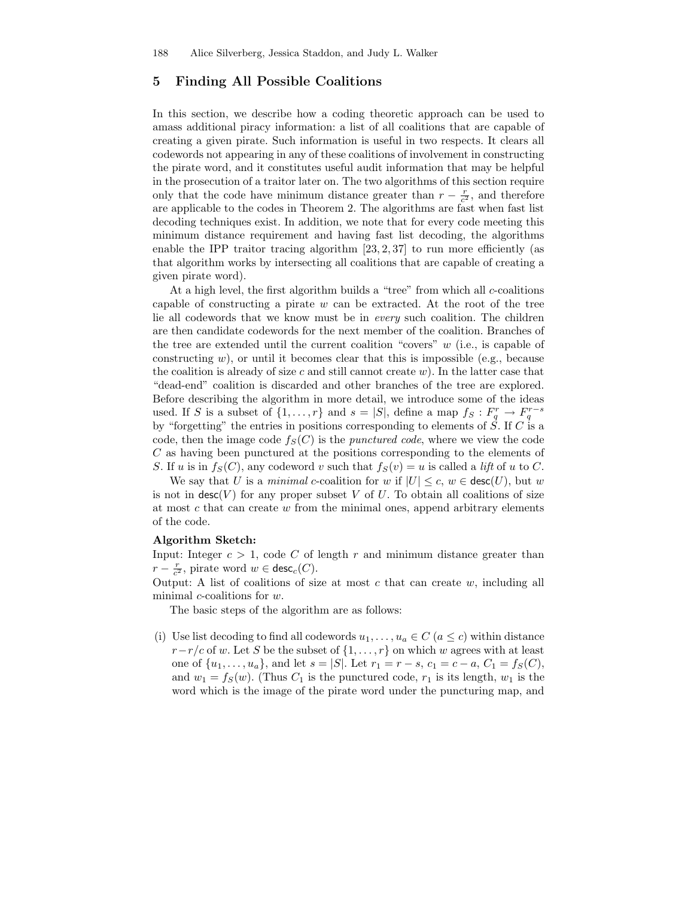## 5 Finding All Possible Coalitions

In this section, we describe how a coding theoretic approach can be used to amass additional piracy information: a list of all coalitions that are capable of creating a given pirate. Such information is useful in two respects. It clears all codewords not appearing in any of these coalitions of involvement in constructing the pirate word, and it constitutes useful audit information that may be helpful in the prosecution of a traitor later on. The two algorithms of this section require only that the code have minimum distance greater than $r - \frac{r}{c^2}$, and therefore are applicable to the codes in Theorem 2. The algorithms are fast when fast list decoding techniques exist. In addition, we note that for every code meeting this minimum distance requirement and having fast list decoding, the algorithms enable the IPP traitor tracing algorithm [23, 2, 37] to run more efficiently (as that algorithm works by intersecting all coalitions that are capable of creating a given pirate word).

At a high level, the first algorithm builds a "tree" from which all $c$-coalitions capable of constructing a pirate $w$ can be extracted. At the root of the tree lie all codewords that we know must be in *every* such coalition. The children are then candidate codewords for the next member of the coalition. Branches of the tree are extended until the current coalition "covers" $w$ (i.e., is capable of constructing $w$), or until it becomes clear that this is impossible (e.g., because the coalition is already of size $c$ and still cannot create $w$). In the latter case that "dead-end" coalition is discarded and other branches of the tree are explored. Before describing the algorithm in more detail, we introduce some of the ideas used. If $S$ is a subset of $\{1, \ldots, r\}$ and $s = |S|$, define a map $f_S : F_q^r \to F_q^{r-s}$ by "forgetting" the entries in positions corresponding to elements of $S$. If $C$ is a code, then the image code $f_S(C)$ is the *punctured code*, where we view the code $C$ as having been punctured at the positions corresponding to the elements of $S$. If $u$ is in $f_S(C)$, any codeword $v$ such that $f_S(v) = u$ is called a *lift* of $u$ to $C$.

We say that $U$ is a *minimal* $c$-coalition for $w$ if $|U| \leq c$, $w \in \mathsf{desc}(U)$, but $w$ is not in $\mathsf{desc}(V)$ for any proper subset $V$ of $U$. To obtain all coalitions of size at most $c$ that can create $w$ from the minimal ones, append arbitrary elements of the code.

**Algorithm Sketch:**
Input: Integer $c > 1$, code $C$ of length $r$ and minimum distance greater than $r - \frac{r}{c^2}$, pirate word $w \in \mathsf{desc}_c(C)$.
Output: A list of coalitions of size at most $c$ that can create $w$, including all minimal $c$-coalitions for $w$.

The basic steps of the algorithm are as follows:

(i) Use list decoding to find all codewords $u_1, \ldots, u_a \in C$ ($a \leq c$) within distance $r - r/c$ of $w$. Let $S$ be the subset of $\{1, \ldots, r\}$ on which $w$ agrees with at least one of $\{u_1, \ldots, u_a\}$, and let $s = |S|$. Let $r_1 = r - s$, $c_1 = c - a$, $C_1 = f_S(C)$, and $w_1 = f_S(w)$. (Thus $C_1$ is the punctured code, $r_1$ is its length, $w_1$ is the word which is the image of the pirate word under the puncturing map, and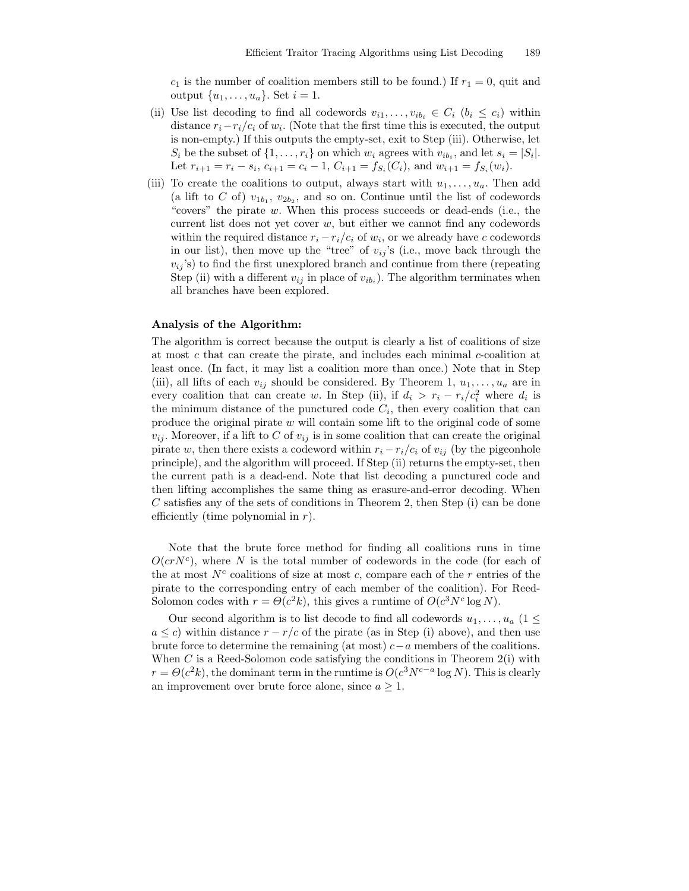$c_1$ is the number of coalition members still to be found.) If $r_1 = 0$, quit and output $\{u_1, \ldots, u_a\}$. Set $i = 1$.

(ii) Use list decoding to find all codewords $v_{i1}, \ldots, v_{ib_i} \in C_i$ ($b_i \leq c_i$) within distance $r_i - r_i/c_i$ of $w_i$. (Note that the first time this is executed, the output is non-empty.) If this outputs the empty-set, exit to Step (iii). Otherwise, let $S_i$ be the subset of $\{1, \ldots, r_i\}$ on which $w_i$ agrees with $v_{ib_i}$, and let $s_i = |S_i|$. Let $r_{i+1} = r_i - s_i$, $c_{i+1} = c_i - 1$, $C_{i+1} = f_{S_i}(C_i)$, and $w_{i+1} = f_{S_i}(w_i)$.

(iii) To create the coalitions to output, always start with $u_1, \ldots, u_a$. Then add (a lift to $C$ of) $v_{1b_1}$, $v_{2b_2}$, and so on. Continue until the list of codewords "covers" the pirate $w$. When this process succeeds or dead-ends (i.e., the current list does not yet cover $w$, but either we cannot find any codewords within the required distance $r_i - r_i/c_i$ of $w_i$, or we already have $c$ codewords in our list), then move up the "tree" of $v_{ij}$'s (i.e., move back through the $v_{ij}$'s) to find the first unexplored branch and continue from there (repeating Step (ii) with a different $v_{ij}$ in place of $v_{ib_i}$). The algorithm terminates when all branches have been explored.

**Analysis of the Algorithm:**

The algorithm is correct because the output is clearly a list of coalitions of size at most $c$ that can create the pirate, and includes each minimal $c$-coalition at least once. (In fact, it may list a coalition more than once.) Note that in Step (iii), all lifts of each $v_{ij}$ should be considered. By Theorem 1, $u_1, \ldots, u_a$ are in every coalition that can create $w$. In Step (ii), if $d_i > r_i - r_i/c_i^2$ where $d_i$ is the minimum distance of the punctured code $C_i$, then every coalition that can produce the original pirate $w$ will contain some lift to the original code of some $v_{ij}$. Moreover, if a lift to $C$ of $v_{ij}$ is in some coalition that can create the original pirate $w$, then there exists a codeword within $r_i - r_i/c_i$ of $v_{ij}$ (by the pigeonhole principle), and the algorithm will proceed. If Step (ii) returns the empty-set, then the current path is a dead-end. Note that list decoding a punctured code and then lifting accomplishes the same thing as erasure-and-error decoding. When $C$ satisfies any of the sets of conditions in Theorem 2, then Step (i) can be done efficiently (time polynomial in $r$).

Note that the brute force method for finding all coalitions runs in time $O(crN^c)$, where $N$ is the total number of codewords in the code (for each of the at most $N^c$ coalitions of size at most $c$, compare each of the $r$ entries of the pirate to the corresponding entry of each member of the coalition). For Reed-Solomon codes with $r = \Theta(c^2 k)$, this gives a runtime of $O(c^3 N^c \log N)$.

Our second algorithm is to list decode to find all codewords $u_1, \ldots, u_a$ ($1 \leq a \leq c$) within distance $r - r/c$ of the pirate (as in Step (i) above), and then use brute force to determine the remaining (at most) $c - a$ members of the coalitions. When $C$ is a Reed-Solomon code satisfying the conditions in Theorem 2(i) with $r = \Theta(c^2 k)$, the dominant term in the runtime is $O(c^3 N^{c-a} \log N)$. This is clearly an improvement over brute force alone, since $a \geq 1$.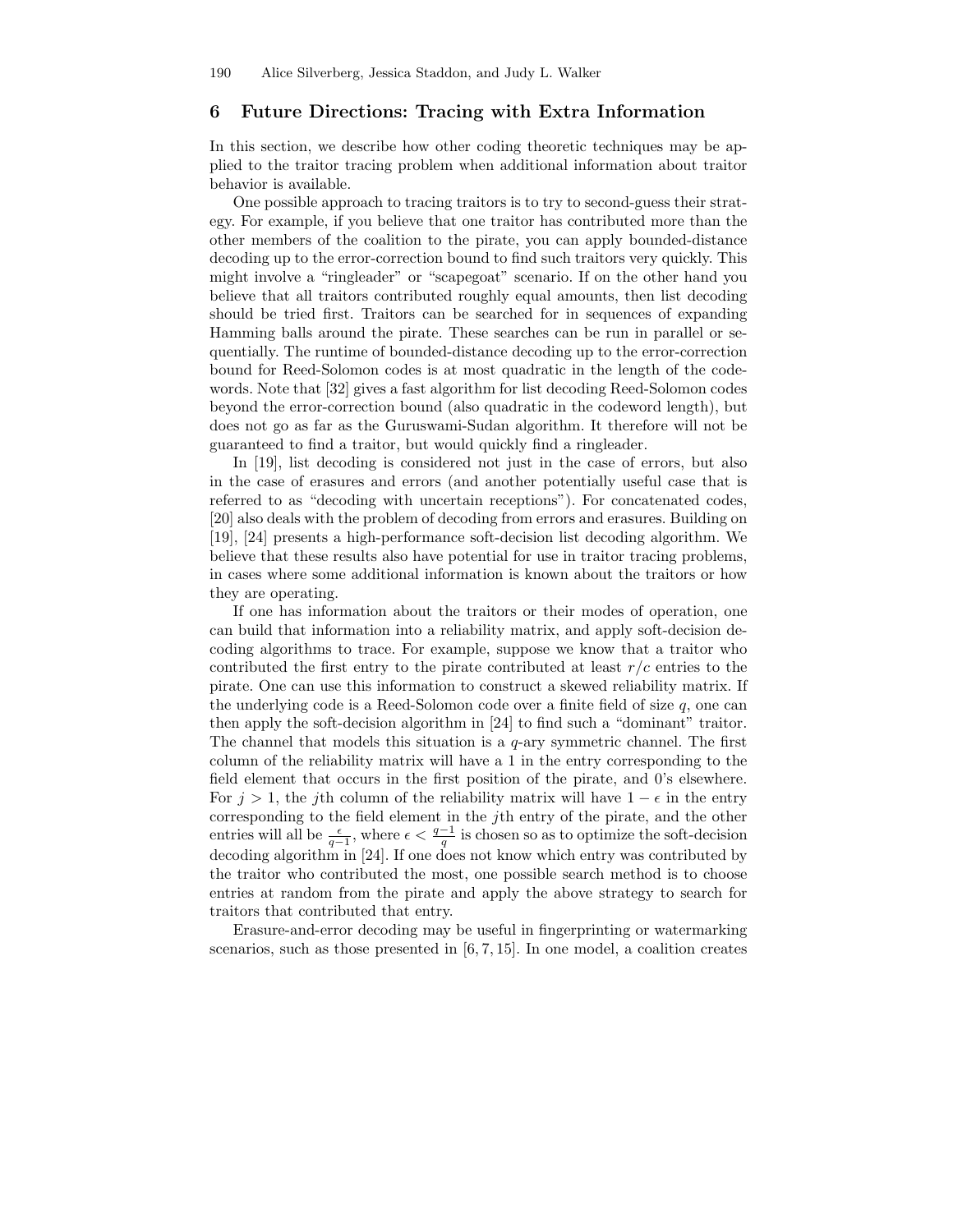## 6 Future Directions: Tracing with Extra Information

In this section, we describe how other coding theoretic techniques may be applied to the traitor tracing problem when additional information about traitor behavior is available.

One possible approach to tracing traitors is to try to second-guess their strategy. For example, if you believe that one traitor has contributed more than the other members of the coalition to the pirate, you can apply bounded-distance decoding up to the error-correction bound to find such traitors very quickly. This might involve a "ringleader" or "scapegoat" scenario. If on the other hand you believe that all traitors contributed roughly equal amounts, then list decoding should be tried first. Traitors can be searched for in sequences of expanding Hamming balls around the pirate. These searches can be run in parallel or sequentially. The runtime of bounded-distance decoding up to the error-correction bound for Reed-Solomon codes is at most quadratic in the length of the codewords. Note that [32] gives a fast algorithm for list decoding Reed-Solomon codes beyond the error-correction bound (also quadratic in the codeword length), but does not go as far as the Guruswami-Sudan algorithm. It therefore will not be guaranteed to find a traitor, but would quickly find a ringleader.

In [19], list decoding is considered not just in the case of errors, but also in the case of erasures and errors (and another potentially useful case that is referred to as "decoding with uncertain receptions"). For concatenated codes, [20] also deals with the problem of decoding from errors and erasures. Building on [19], [24] presents a high-performance soft-decision list decoding algorithm. We believe that these results also have potential for use in traitor tracing problems, in cases where some additional information is known about the traitors or how they are operating.

If one has information about the traitors or their modes of operation, one can build that information into a reliability matrix, and apply soft-decision decoding algorithms to trace. For example, suppose we know that a traitor who contributed the first entry to the pirate contributed at least $r/c$ entries to the pirate. One can use this information to construct a skewed reliability matrix. If the underlying code is a Reed-Solomon code over a finite field of size $q$, one can then apply the soft-decision algorithm in [24] to find such a "dominant" traitor. The channel that models this situation is a $q$-ary symmetric channel. The first column of the reliability matrix will have a 1 in the entry corresponding to the field element that occurs in the first position of the pirate, and 0's elsewhere. For $j > 1$, the $j$th column of the reliability matrix will have $1 - \epsilon$ in the entry corresponding to the field element in the $j$th entry of the pirate, and the other entries will all be $\frac{\epsilon}{q-1}$, where $\epsilon < \frac{q-1}{q}$ is chosen so as to optimize the soft-decision decoding algorithm in [24]. If one does not know which entry was contributed by the traitor who contributed the most, one possible search method is to choose entries at random from the pirate and apply the above strategy to search for traitors that contributed that entry.

Erasure-and-error decoding may be useful in fingerprinting or watermarking scenarios, such as those presented in [6, 7, 15]. In one model, a coalition creates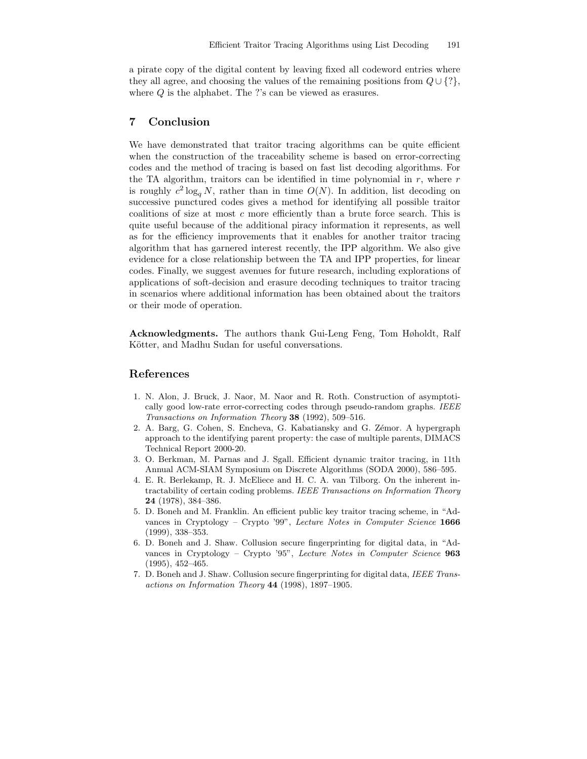a pirate copy of the digital content by leaving fixed all codeword entries where they all agree, and choosing the values of the remaining positions from $Q \cup \{?\}$, where $Q$ is the alphabet. The ?'s can be viewed as erasures.

## 7 Conclusion

We have demonstrated that traitor tracing algorithms can be quite efficient when the construction of the traceability scheme is based on error-correcting codes and the method of tracing is based on fast list decoding algorithms. For the TA algorithm, traitors can be identified in time polynomial in $r$, where $r$ is roughly $c^2 \log_q N$, rather than in time $O(N)$. In addition, list decoding on successive punctured codes gives a method for identifying all possible traitor coalitions of size at most $c$ more efficiently than a brute force search. This is quite useful because of the additional piracy information it represents, as well as for the efficiency improvements that it enables for another traitor tracing algorithm that has garnered interest recently, the IPP algorithm. We also give evidence for a close relationship between the TA and IPP properties, for linear codes. Finally, we suggest avenues for future research, including explorations of applications of soft-decision and erasure decoding techniques to traitor tracing in scenarios where additional information has been obtained about the traitors or their mode of operation.

**Acknowledgments.** The authors thank Gui-Leng Feng, Tom Høholdt, Ralf Kötter, and Madhu Sudan for useful conversations.

## References

1. N. Alon, J. Bruck, J. Naor, M. Naor and R. Roth. Construction of asymptotically good low-rate error-correcting codes through pseudo-random graphs. *IEEE Transactions on Information Theory* **38** (1992), 509–516.
2. A. Barg, G. Cohen, S. Encheva, G. Kabatiansky and G. Zémor. A hypergraph approach to the identifying parent property: the case of multiple parents, DIMACS Technical Report 2000-20.
3. O. Berkman, M. Parnas and J. Sgall. Efficient dynamic traitor tracing, in 11th Annual ACM-SIAM Symposium on Discrete Algorithms (SODA 2000), 586–595.
4. E. R. Berlekamp, R. J. McEliece and H. C. A. van Tilborg. On the inherent intractability of certain coding problems. *IEEE Transactions on Information Theory* **24** (1978), 384–386.
5. D. Boneh and M. Franklin. An efficient public key traitor tracing scheme, in "Advances in Cryptology – Crypto '99", *Lecture Notes in Computer Science* **1666** (1999), 338–353.
6. D. Boneh and J. Shaw. Collusion secure fingerprinting for digital data, in "Advances in Cryptology – Crypto '95", *Lecture Notes in Computer Science* **963** (1995), 452–465.
7. D. Boneh and J. Shaw. Collusion secure fingerprinting for digital data, *IEEE Transactions on Information Theory* **44** (1998), 1897–1905.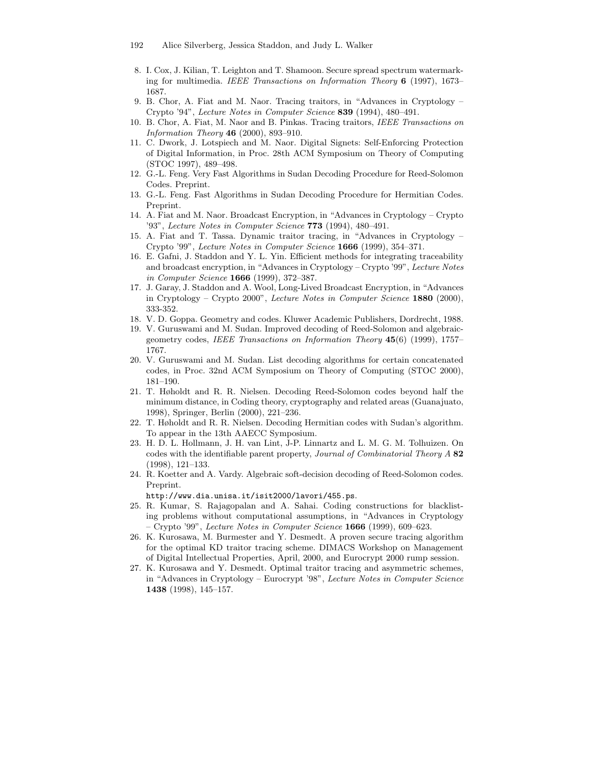8. I. Cox, J. Kilian, T. Leighton and T. Shamoon. Secure spread spectrum watermarking for multimedia. *IEEE Transactions on Information Theory* **6** (1997), 1673–1687.
9. B. Chor, A. Fiat and M. Naor. Tracing traitors, in "Advances in Cryptology – Crypto '94", *Lecture Notes in Computer Science* **839** (1994), 480–491.
10. B. Chor, A. Fiat, M. Naor and B. Pinkas. Tracing traitors, *IEEE Transactions on Information Theory* **46** (2000), 893–910.
11. C. Dwork, J. Lotspiech and M. Naor. Digital Signets: Self-Enforcing Protection of Digital Information, in Proc. 28th ACM Symposium on Theory of Computing (STOC 1997), 489–498.
12. G.-L. Feng. Very Fast Algorithms in Sudan Decoding Procedure for Reed-Solomon Codes. Preprint.
13. G.-L. Feng. Fast Algorithms in Sudan Decoding Procedure for Hermitian Codes. Preprint.
14. A. Fiat and M. Naor. Broadcast Encryption, in "Advances in Cryptology – Crypto '93", *Lecture Notes in Computer Science* **773** (1994), 480–491.
15. A. Fiat and T. Tassa. Dynamic traitor tracing, in "Advances in Cryptology – Crypto '99", *Lecture Notes in Computer Science* **1666** (1999), 354–371.
16. E. Gafni, J. Staddon and Y. L. Yin. Efficient methods for integrating traceability and broadcast encryption, in "Advances in Cryptology – Crypto '99", *Lecture Notes in Computer Science* **1666** (1999), 372–387.
17. J. Garay, J. Staddon and A. Wool, Long-Lived Broadcast Encryption, in "Advances in Cryptology – Crypto 2000", *Lecture Notes in Computer Science* **1880** (2000), 333-352.
18. V. D. Goppa. Geometry and codes. Kluwer Academic Publishers, Dordrecht, 1988.
19. V. Guruswami and M. Sudan. Improved decoding of Reed-Solomon and algebraic-geometry codes, *IEEE Transactions on Information Theory* **45**(6) (1999), 1757–1767.
20. V. Guruswami and M. Sudan. List decoding algorithms for certain concatenated codes, in Proc. 32nd ACM Symposium on Theory of Computing (STOC 2000), 181–190.
21. T. Høholdt and R. R. Nielsen. Decoding Reed-Solomon codes beyond half the minimum distance, in Coding theory, cryptography and related areas (Guanajuato, 1998), Springer, Berlin (2000), 221–236.
22. T. Høholdt and R. R. Nielsen. Decoding Hermitian codes with Sudan's algorithm. To appear in the 13th AAECC Symposium.
23. H. D. L. Hollmann, J. H. van Lint, J-P. Linnartz and L. M. G. M. Tolhuizen. On codes with the identifiable parent property, *Journal of Combinatorial Theory A* **82** (1998), 121–133.
24. R. Koetter and A. Vardy. Algebraic soft-decision decoding of Reed-Solomon codes. Preprint.
`http://www.dia.unisa.it/isit2000/lavori/455.ps`.
25. R. Kumar, S. Rajagopalan and A. Sahai. Coding constructions for blacklisting problems without computational assumptions, in "Advances in Cryptology – Crypto '99", *Lecture Notes in Computer Science* **1666** (1999), 609–623.
26. K. Kurosawa, M. Burmester and Y. Desmedt. A proven secure tracing algorithm for the optimal KD traitor tracing scheme. DIMACS Workshop on Management of Digital Intellectual Properties, April, 2000, and Eurocrypt 2000 rump session.
27. K. Kurosawa and Y. Desmedt. Optimal traitor tracing and asymmetric schemes, in "Advances in Cryptology – Eurocrypt '98", *Lecture Notes in Computer Science* **1438** (1998), 145–157.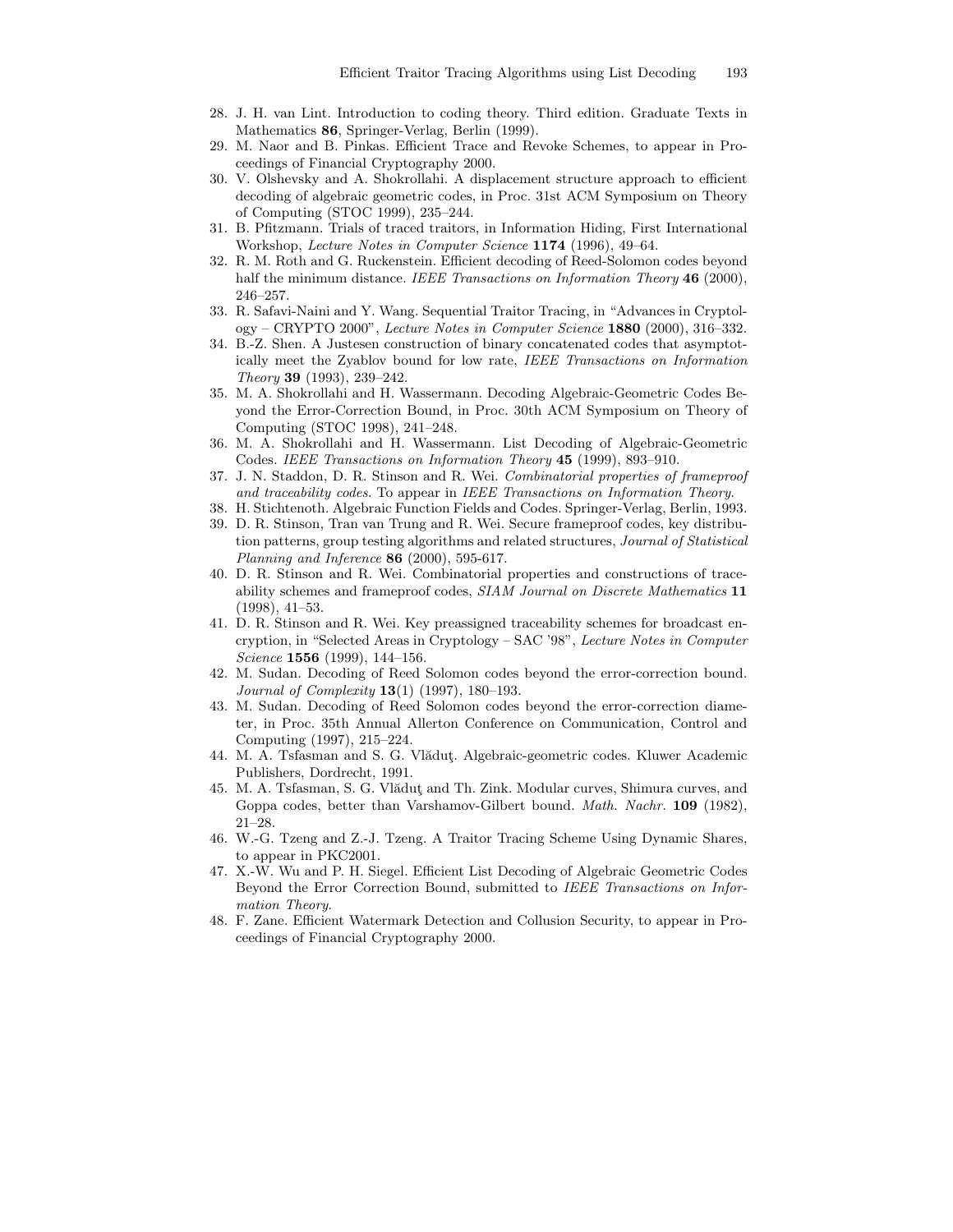28. J. H. van Lint. Introduction to coding theory. Third edition. Graduate Texts in Mathematics **86**, Springer-Verlag, Berlin (1999).
29. M. Naor and B. Pinkas. Efficient Trace and Revoke Schemes, to appear in Proceedings of Financial Cryptography 2000.
30. V. Olshevsky and A. Shokrollahi. A displacement structure approach to efficient decoding of algebraic geometric codes, in Proc. 31st ACM Symposium on Theory of Computing (STOC 1999), 235–244.
31. B. Pfitzmann. Trials of traced traitors, in Information Hiding, First International Workshop, *Lecture Notes in Computer Science* **1174** (1996), 49–64.
32. R. M. Roth and G. Ruckenstein. Efficient decoding of Reed-Solomon codes beyond half the minimum distance. *IEEE Transactions on Information Theory* **46** (2000), 246–257.
33. R. Safavi-Naini and Y. Wang. Sequential Traitor Tracing, in "Advances in Cryptology – CRYPTO 2000", *Lecture Notes in Computer Science* **1880** (2000), 316–332.
34. B.-Z. Shen. A Justesen construction of binary concatenated codes that asymptotically meet the Zyablov bound for low rate, *IEEE Transactions on Information Theory* **39** (1993), 239–242.
35. M. A. Shokrollahi and H. Wassermann. Decoding Algebraic-Geometric Codes Beyond the Error-Correction Bound, in Proc. 30th ACM Symposium on Theory of Computing (STOC 1998), 241–248.
36. M. A. Shokrollahi and H. Wassermann. List Decoding of Algebraic-Geometric Codes. *IEEE Transactions on Information Theory* **45** (1999), 893–910.
37. J. N. Staddon, D. R. Stinson and R. Wei. *Combinatorial properties of frameproof and traceability codes*. To appear in *IEEE Transactions on Information Theory*.
38. H. Stichtenoth. Algebraic Function Fields and Codes. Springer-Verlag, Berlin, 1993.
39. D. R. Stinson, Tran van Trung and R. Wei. Secure frameproof codes, key distribution patterns, group testing algorithms and related structures, *Journal of Statistical Planning and Inference* **86** (2000), 595-617.
40. D. R. Stinson and R. Wei. Combinatorial properties and constructions of traceability schemes and frameproof codes, *SIAM Journal on Discrete Mathematics* **11** (1998), 41–53.
41. D. R. Stinson and R. Wei. Key preassigned traceability schemes for broadcast encryption, in "Selected Areas in Cryptology – SAC '98", *Lecture Notes in Computer Science* **1556** (1999), 144–156.
42. M. Sudan. Decoding of Reed Solomon codes beyond the error-correction bound. *Journal of Complexity* **13**(1) (1997), 180–193.
43. M. Sudan. Decoding of Reed Solomon codes beyond the error-correction diameter, in Proc. 35th Annual Allerton Conference on Communication, Control and Computing (1997), 215–224.
44. M. A. Tsfasman and S. G. Vlăduţ. Algebraic-geometric codes. Kluwer Academic Publishers, Dordrecht, 1991.
45. M. A. Tsfasman, S. G. Vlăduţ and Th. Zink. Modular curves, Shimura curves, and Goppa codes, better than Varshamov-Gilbert bound. *Math. Nachr.* **109** (1982), 21–28.
46. W.-G. Tzeng and Z.-J. Tzeng. A Traitor Tracing Scheme Using Dynamic Shares, to appear in PKC2001.
47. X.-W. Wu and P. H. Siegel. Efficient List Decoding of Algebraic Geometric Codes Beyond the Error Correction Bound, submitted to *IEEE Transactions on Information Theory*.
48. F. Zane. Efficient Watermark Detection and Collusion Security, to appear in Proceedings of Financial Cryptography 2000.